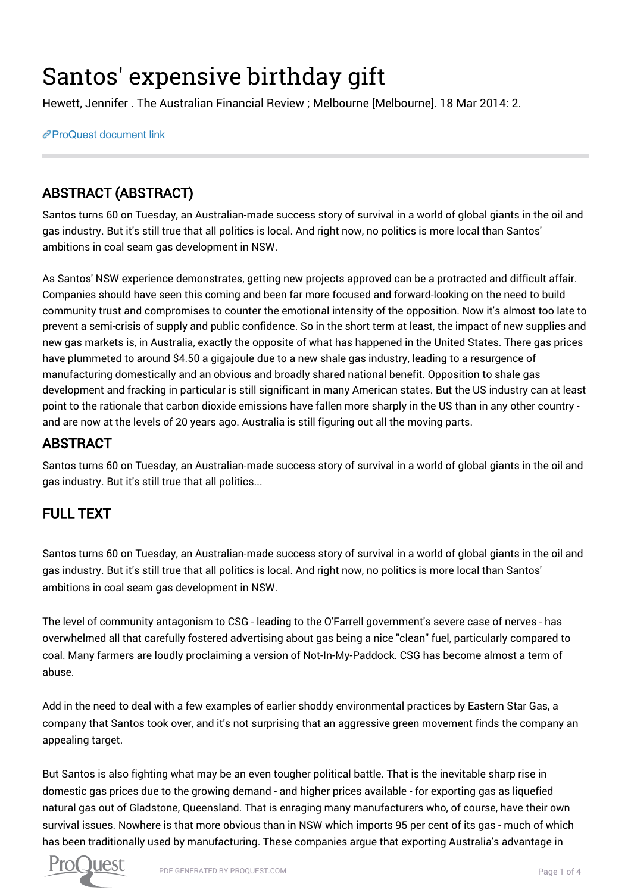# Santos' expensive birthday gift

Hewett, Jennifer . The Australian Financial Review ; Melbourne [Melbourne]. 18 Mar 2014: 2.

ProQuest document link

## ABSTRACT (ABSTRACT)

Santos turns 60 on Tuesday, an Australian-made success story of survival in a world of global giants in the oil and gas industry. But it's still true that all politics is local. And right now, no politics is more local than Santos' ambitions in coal seam gas development in NSW.

As Santos' NSW experience demonstrates, getting new projects approved can be a protracted and difficult affair. Companies should have seen this coming and been far more focused and forward-looking on the need to build community trust and compromises to counter the emotional intensity of the opposition. Now it's almost too late to prevent a semi-crisis of supply and public confidence. So in the short term at least, the impact of new supplies and new gas markets is, in Australia, exactly the opposite of what has happened in the United States. There gas prices have plummeted to around $4.50 a gigajoule due to a new shale gas industry, leading to a resurgence of manufacturing domestically and an obvious and broadly shared national benefit. Opposition to shale gas development and fracking in particular is still significant in many American states. But the US industry can at least point to the rationale that carbon dioxide emissions have fallen more sharply in the US than in any other country - and are now at the levels of 20 years ago. Australia is still figuring out all the moving parts.

## ABSTRACT

Santos turns 60 on Tuesday, an Australian-made success story of survival in a world of global giants in the oil and gas industry. But it's still true that all politics...

## FULL TEXT

Santos turns 60 on Tuesday, an Australian-made success story of survival in a world of global giants in the oil and gas industry. But it's still true that all politics is local. And right now, no politics is more local than Santos' ambitions in coal seam gas development in NSW.

The level of community antagonism to CSG - leading to the O'Farrell government's severe case of nerves - has overwhelmed all that carefully fostered advertising about gas being a nice "clean" fuel, particularly compared to coal. Many farmers are loudly proclaiming a version of Not-In-My-Paddock. CSG has become almost a term of abuse.

Add in the need to deal with a few examples of earlier shoddy environmental practices by Eastern Star Gas, a company that Santos took over, and it's not surprising that an aggressive green movement finds the company an appealing target.

But Santos is also fighting what may be an even tougher political battle. That is the inevitable sharp rise in domestic gas prices due to the growing demand - and higher prices available - for exporting gas as liquefied natural gas out of Gladstone, Queensland. That is enraging many manufacturers who, of course, have their own survival issues. Nowhere is that more obvious than in NSW which imports 95 per cent of its gas - much of which has been traditionally used by manufacturing. These companies argue that exporting Australia's advantage in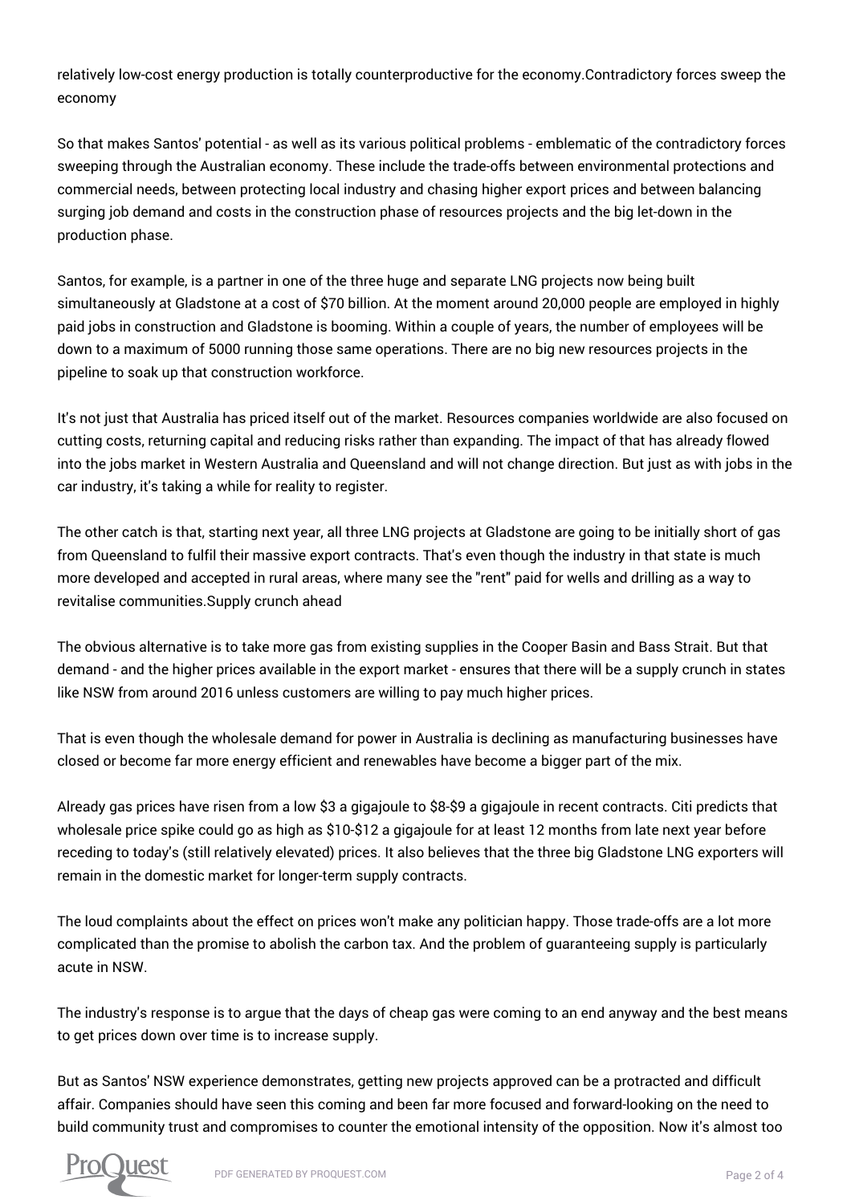relatively low-cost energy production is totally counterproductive for the economy.

## Contradictory forces sweep the economy

So that makes Santos' potential - as well as its various political problems - emblematic of the contradictory forces sweeping through the Australian economy. These include the trade-offs between environmental protections and commercial needs, between protecting local industry and chasing higher export prices and between balancing surging job demand and costs in the construction phase of resources projects and the big let-down in the production phase.

Santos, for example, is a partner in one of the three huge and separate LNG projects now being built simultaneously at Gladstone at a cost of $70 billion. At the moment around 20,000 people are employed in highly paid jobs in construction and Gladstone is booming. Within a couple of years, the number of employees will be down to a maximum of 5000 running those same operations. There are no big new resources projects in the pipeline to soak up that construction workforce.

It's not just that Australia has priced itself out of the market. Resources companies worldwide are also focused on cutting costs, returning capital and reducing risks rather than expanding. The impact of that has already flowed into the jobs market in Western Australia and Queensland and will not change direction. But just as with jobs in the car industry, it's taking a while for reality to register.

The other catch is that, starting next year, all three LNG projects at Gladstone are going to be initially short of gas from Queensland to fulfil their massive export contracts. That's even though the industry in that state is much more developed and accepted in rural areas, where many see the "rent" paid for wells and drilling as a way to revitalise communities.

## Supply crunch ahead

The obvious alternative is to take more gas from existing supplies in the Cooper Basin and Bass Strait. But that demand - and the higher prices available in the export market - ensures that there will be a supply crunch in states like NSW from around 2016 unless customers are willing to pay much higher prices.

That is even though the wholesale demand for power in Australia is declining as manufacturing businesses have closed or become far more energy efficient and renewables have become a bigger part of the mix.

Already gas prices have risen from a low $3 a gigajoule to $8-$9 a gigajoule in recent contracts. Citi predicts that wholesale price spike could go as high as $10-$12 a gigajoule for at least 12 months from late next year before receding to today's (still relatively elevated) prices. It also believes that the three big Gladstone LNG exporters will remain in the domestic market for longer-term supply contracts.

The loud complaints about the effect on prices won't make any politician happy. Those trade-offs are a lot more complicated than the promise to abolish the carbon tax. And the problem of guaranteeing supply is particularly acute in NSW.

The industry's response is to argue that the days of cheap gas were coming to an end anyway and the best means to get prices down over time is to increase supply.

But as Santos' NSW experience demonstrates, getting new projects approved can be a protracted and difficult affair. Companies should have seen this coming and been far more focused and forward-looking on the need to build community trust and compromises to counter the emotional intensity of the opposition. Now it's almost too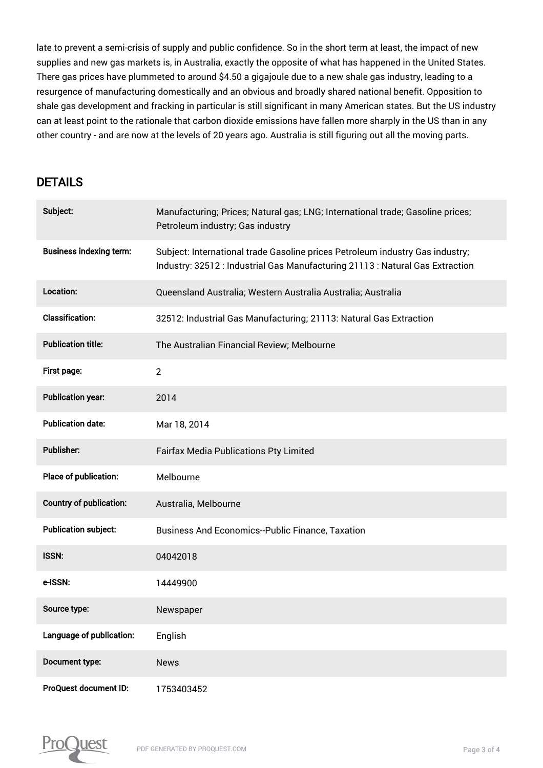late to prevent a semi-crisis of supply and public confidence. So in the short term at least, the impact of new supplies and new gas markets is, in Australia, exactly the opposite of what has happened in the United States. There gas prices have plummeted to around $4.50 a gigajoule due to a new shale gas industry, leading to a resurgence of manufacturing domestically and an obvious and broadly shared national benefit. Opposition to shale gas development and fracking in particular is still significant in many American states. But the US industry can at least point to the rationale that carbon dioxide emissions have fallen more sharply in the US than in any other country - and are now at the levels of 20 years ago. Australia is still figuring out all the moving parts.

## DETAILS

| | |
|---|---|
| **Subject:** | Manufacturing; Prices; Natural gas; LNG; International trade; Gasoline prices; Petroleum industry; Gas industry |
| **Business indexing term:** | Subject: International trade Gasoline prices Petroleum industry Gas industry; Industry: 32512 : Industrial Gas Manufacturing 21113 : Natural Gas Extraction |
| **Location:** | Queensland Australia; Western Australia Australia; Australia |
| **Classification:** | 32512: Industrial Gas Manufacturing; 21113: Natural Gas Extraction |
| **Publication title:** | The Australian Financial Review; Melbourne |
| **First page:** | 2 |
| **Publication year:** | 2014 |
| **Publication date:** | Mar 18, 2014 |
| **Publisher:** | Fairfax Media Publications Pty Limited |
| **Place of publication:** | Melbourne |
| **Country of publication:** | Australia, Melbourne |
| **Publication subject:** | Business And Economics--Public Finance, Taxation |
| **ISSN:** | 04042018 |
| **e-ISSN:** | 14449900 |
| **Source type:** | Newspaper |
| **Language of publication:** | English |
| **Document type:** | News |
| **ProQuest document ID:** | 1753403452 |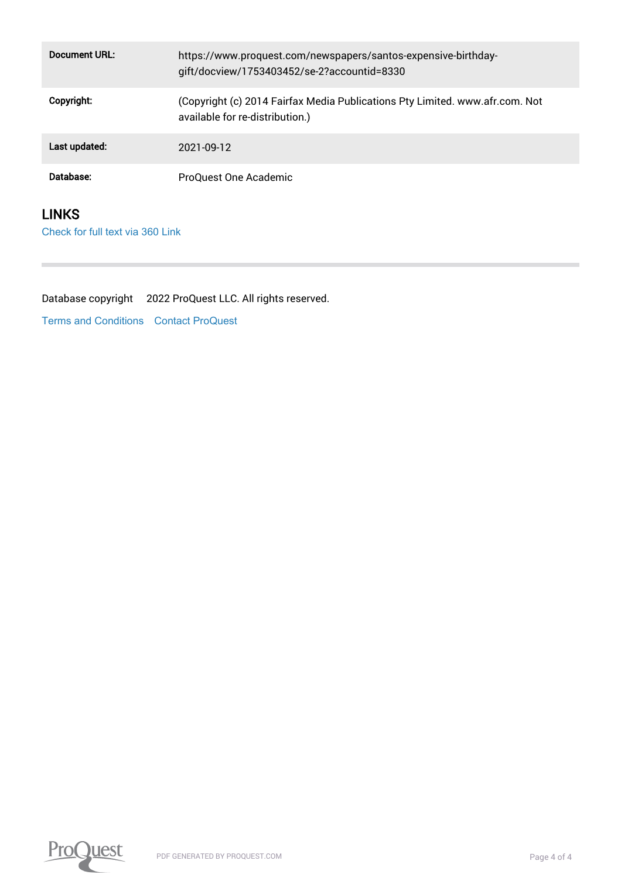| | |
|---|---|
| **Document URL:** | https://www.proquest.com/newspapers/santos-expensive-birthday-gift/docview/1753403452/se-2?accountid=8330 |
| **Copyright:** | (Copyright (c) 2014 Fairfax Media Publications Pty Limited. www.afr.com. Not available for re-distribution.) |
| **Last updated:** | 2021-09-12 |
| **Database:** | ProQuest One Academic |

## LINKS

Check for full text via 360 Link

---

Database copyright 2022 ProQuest LLC. All rights reserved.

Terms and Conditions Contact ProQuest